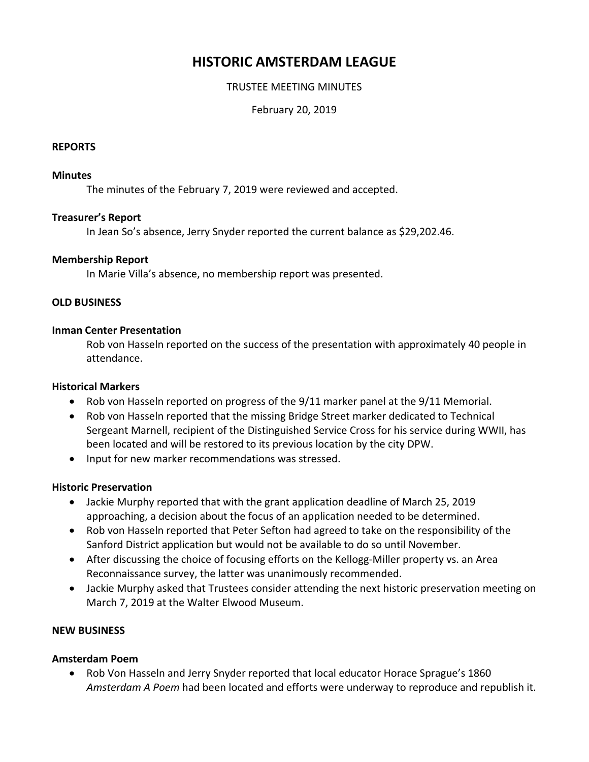# HISTORIC AMSTERDAM LEAGUE

TRUSTEE MEETING MINUTES

February 20, 2019

## REPORTS

### Minutes

The minutes of the February 7, 2019 were reviewed and accepted.

### Treasurer's Report

In Jean So's absence, Jerry Snyder reported the current balance as $29,202.46.

### Membership Report

In Marie Villa's absence, no membership report was presented.

## OLD BUSINESS

### Inman Center Presentation

Rob von Hasseln reported on the success of the presentation with approximately 40 people in attendance.

### Historical Markers

- Rob von Hasseln reported on progress of the 9/11 marker panel at the 9/11 Memorial.
- Rob von Hasseln reported that the missing Bridge Street marker dedicated to Technical Sergeant Marnell, recipient of the Distinguished Service Cross for his service during WWII, has been located and will be restored to its previous location by the city DPW.
- Input for new marker recommendations was stressed.

### Historic Preservation

- Jackie Murphy reported that with the grant application deadline of March 25, 2019 approaching, a decision about the focus of an application needed to be determined.
- Rob von Hasseln reported that Peter Sefton had agreed to take on the responsibility of the Sanford District application but would not be available to do so until November.
- After discussing the choice of focusing efforts on the Kellogg-Miller property vs. an Area Reconnaissance survey, the latter was unanimously recommended.
- Jackie Murphy asked that Trustees consider attending the next historic preservation meeting on March 7, 2019 at the Walter Elwood Museum.

## NEW BUSINESS

### Amsterdam Poem

- Rob Von Hasseln and Jerry Snyder reported that local educator Horace Sprague's 1860 *Amsterdam A Poem* had been located and efforts were underway to reproduce and republish it.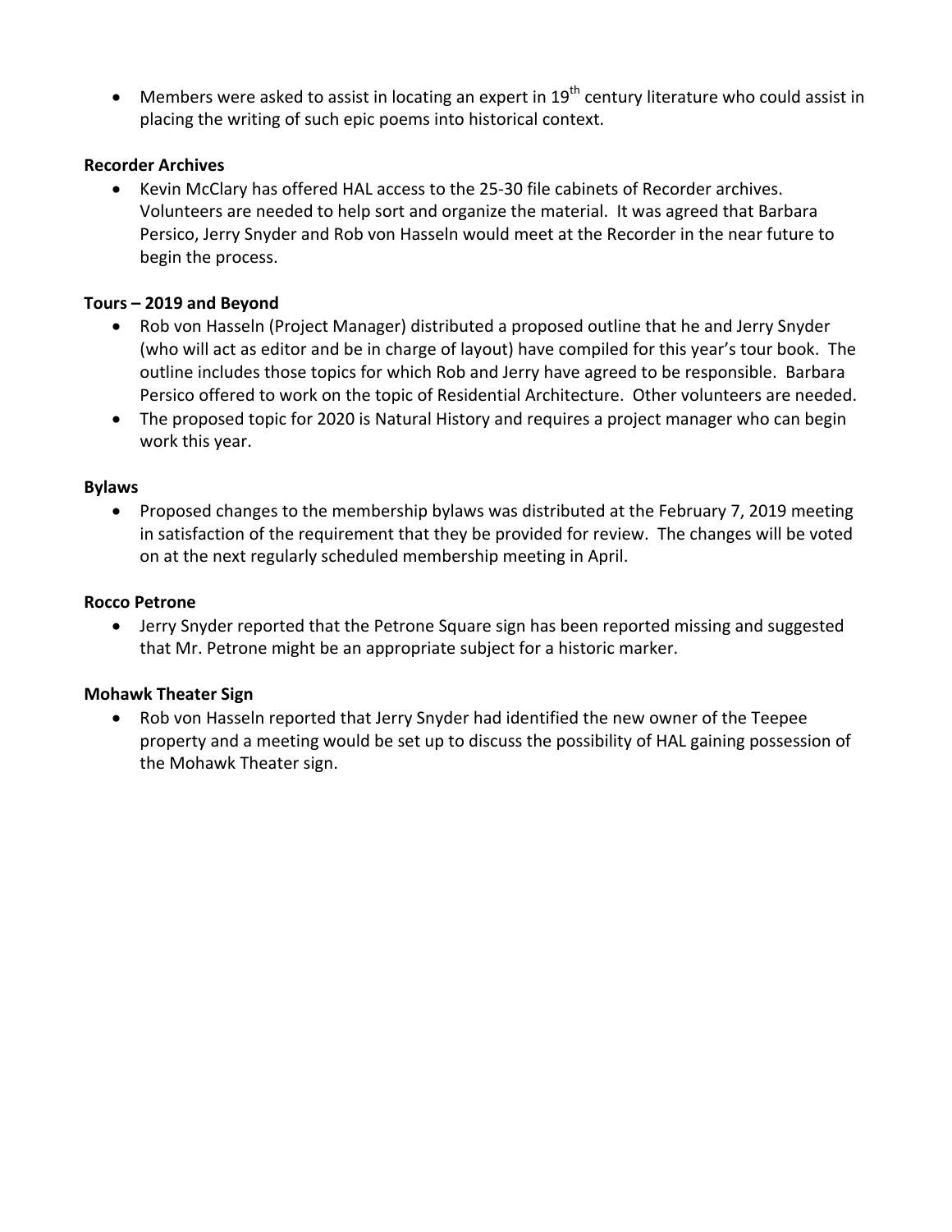- Members were asked to assist in locating an expert in 19th century literature who could assist in placing the writing of such epic poems into historical context.

**Recorder Archives**

- Kevin McClary has offered HAL access to the 25-30 file cabinets of Recorder archives. Volunteers are needed to help sort and organize the material. It was agreed that Barbara Persico, Jerry Snyder and Rob von Hasseln would meet at the Recorder in the near future to begin the process.

**Tours – 2019 and Beyond**

- Rob von Hasseln (Project Manager) distributed a proposed outline that he and Jerry Snyder (who will act as editor and be in charge of layout) have compiled for this year's tour book. The outline includes those topics for which Rob and Jerry have agreed to be responsible. Barbara Persico offered to work on the topic of Residential Architecture. Other volunteers are needed.
- The proposed topic for 2020 is Natural History and requires a project manager who can begin work this year.

**Bylaws**

- Proposed changes to the membership bylaws was distributed at the February 7, 2019 meeting in satisfaction of the requirement that they be provided for review. The changes will be voted on at the next regularly scheduled membership meeting in April.

**Rocco Petrone**

- Jerry Snyder reported that the Petrone Square sign has been reported missing and suggested that Mr. Petrone might be an appropriate subject for a historic marker.

**Mohawk Theater Sign**

- Rob von Hasseln reported that Jerry Snyder had identified the new owner of the Teepee property and a meeting would be set up to discuss the possibility of HAL gaining possession of the Mohawk Theater sign.